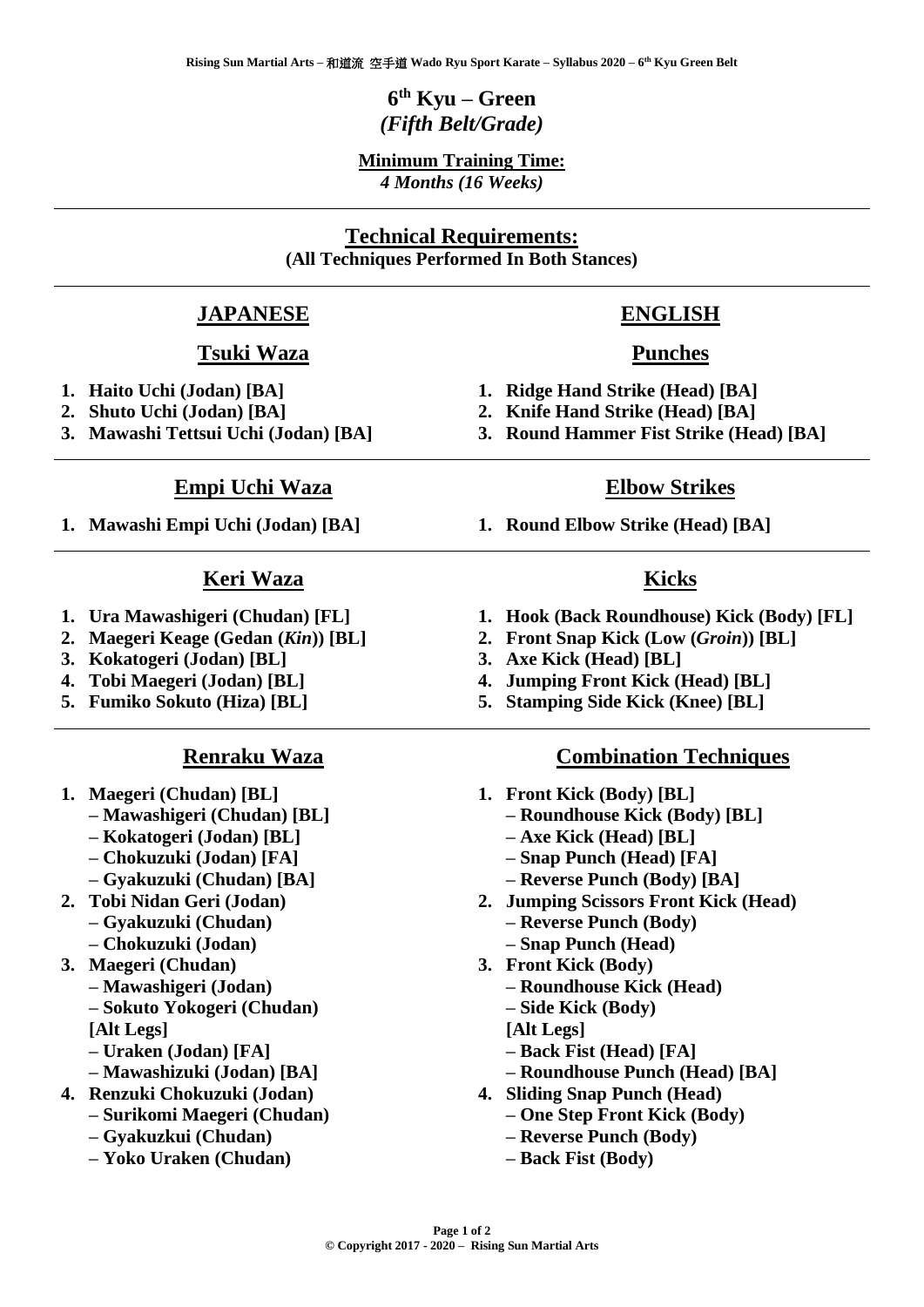# 6th Kyu – Green
*(Fifth Belt/Grade)*

**Minimum Training Time:**
*4 Months (16 Weeks)*

---

## Technical Requirements:
**(All Techniques Performed In Both Stances)**

---

## JAPANESE

### Tsuki Waza

1. **Haito Uchi (Jodan) [BA]**
2. **Shuto Uchi (Jodan) [BA]**
3. **Mawashi Tettsui Uchi (Jodan) [BA]**

### Empi Uchi Waza

1. **Mawashi Empi Uchi (Jodan) [BA]**

### Keri Waza

1. **Ura Mawashigeri (Chudan) [FL]**
2. **Maegeri Keage (Gedan (*Kin*)) [BL]**
3. **Kokatogeri (Jodan) [BL]**
4. **Tobi Maegeri (Jodan) [BL]**
5. **Fumiko Sokuto (Hiza) [BL]**

### Renraku Waza

1. **Maegeri (Chudan) [BL]**
   **– Mawashigeri (Chudan) [BL]**
   **– Kokatogeri (Jodan) [BL]**
   **– Chokuzuki (Jodan) [FA]**
   **– Gyakuzuki (Chudan) [BA]**
2. **Tobi Nidan Geri (Jodan)**
   **– Gyakuzuki (Chudan)**
   **– Chokuzuki (Jodan)**
3. **Maegeri (Chudan)**
   **– Mawashigeri (Jodan)**
   **– Sokuto Yokogeri (Chudan)**
   **[Alt Legs]**
   **– Uraken (Jodan) [FA]**
   **– Mawashizuki (Jodan) [BA]**
4. **Renzuki Chokuzuki (Jodan)**
   **– Surikomi Maegeri (Chudan)**
   **– Gyakuzkui (Chudan)**
   **– Yoko Uraken (Chudan)**

## ENGLISH

### Punches

1. **Ridge Hand Strike (Head) [BA]**
2. **Knife Hand Strike (Head) [BA]**
3. **Round Hammer Fist Strike (Head) [BA]**

### Elbow Strikes

1. **Round Elbow Strike (Head) [BA]**

### Kicks

1. **Hook (Back Roundhouse) Kick (Body) [FL]**
2. **Front Snap Kick (Low (*Groin*)) [BL]**
3. **Axe Kick (Head) [BL]**
4. **Jumping Front Kick (Head) [BL]**
5. **Stamping Side Kick (Knee) [BL]**

### Combination Techniques

1. **Front Kick (Body) [BL]**
   **– Roundhouse Kick (Body) [BL]**
   **– Axe Kick (Head) [BL]**
   **– Snap Punch (Head) [FA]**
   **– Reverse Punch (Body) [BA]**
2. **Jumping Scissors Front Kick (Head)**
   **– Reverse Punch (Body)**
   **– Snap Punch (Head)**
3. **Front Kick (Body)**
   **– Roundhouse Kick (Head)**
   **– Side Kick (Body)**
   **[Alt Legs]**
   **– Back Fist (Head) [FA]**
   **– Roundhouse Punch (Head) [BA]**
4. **Sliding Snap Punch (Head)**
   **– One Step Front Kick (Body)**
   **– Reverse Punch (Body)**
   **– Back Fist (Body)**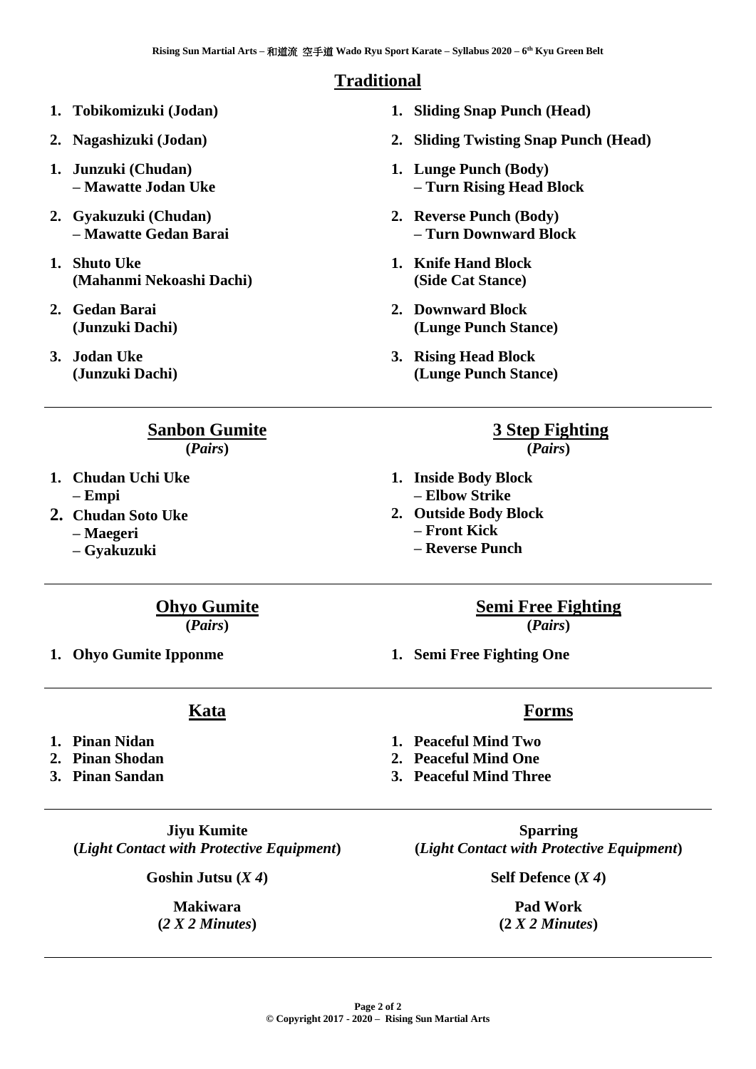## Traditional

1. **Tobikomizuki (Jodan)**
2. **Nagashizuki (Jodan)**

1. **Junzuki (Chudan)**
   **– Mawatte Jodan Uke**
2. **Gyakuzuki (Chudan)**
   **– Mawatte Gedan Barai**

1. **Shuto Uke**
   **(Mahanmi Nekoashi Dachi)**
2. **Gedan Barai**
   **(Junzuki Dachi)**
3. **Jodan Uke**
   **(Junzuki Dachi)**

1. **Sliding Snap Punch (Head)**
2. **Sliding Twisting Snap Punch (Head)**

1. **Lunge Punch (Body)**
   **– Turn Rising Head Block**
2. **Reverse Punch (Body)**
   **– Turn Downward Block**

1. **Knife Hand Block**
   **(Side Cat Stance)**
2. **Downward Block**
   **(Lunge Punch Stance)**
3. **Rising Head Block**
   **(Lunge Punch Stance)**

---

## Sanbon Gumite
**(*Pairs*)**

1. **Chudan Uchi Uke**
   **– Empi**
2. **Chudan Soto Uke**
   **– Maegeri**
   **– Gyakuzuki**

## 3 Step Fighting
**(*Pairs*)**

1. **Inside Body Block**
   **– Elbow Strike**
2. **Outside Body Block**
   **– Front Kick**
   **– Reverse Punch**

---

## Ohyo Gumite
**(*Pairs*)**

1. **Ohyo Gumite Ipponme**

## Semi Free Fighting
**(*Pairs*)**

1. **Semi Free Fighting One**

---

## Kata

1. **Pinan Nidan**
2. **Pinan Shodan**
3. **Pinan Sandan**

## Forms

1. **Peaceful Mind Two**
2. **Peaceful Mind One**
3. **Peaceful Mind Three**

---

**Jiyu Kumite**
**(*Light Contact with Protective Equipment*)**

**Goshin Jutsu (*X 4*)**

**Makiwara**
**(*2 X 2 Minutes*)**

**Sparring**
**(*Light Contact with Protective Equipment*)**

**Self Defence (*X 4*)**

**Pad Work**
**(2 *X 2 Minutes*)**

---

**© Copyright 2017 - 2020 – Rising Sun Martial Arts**